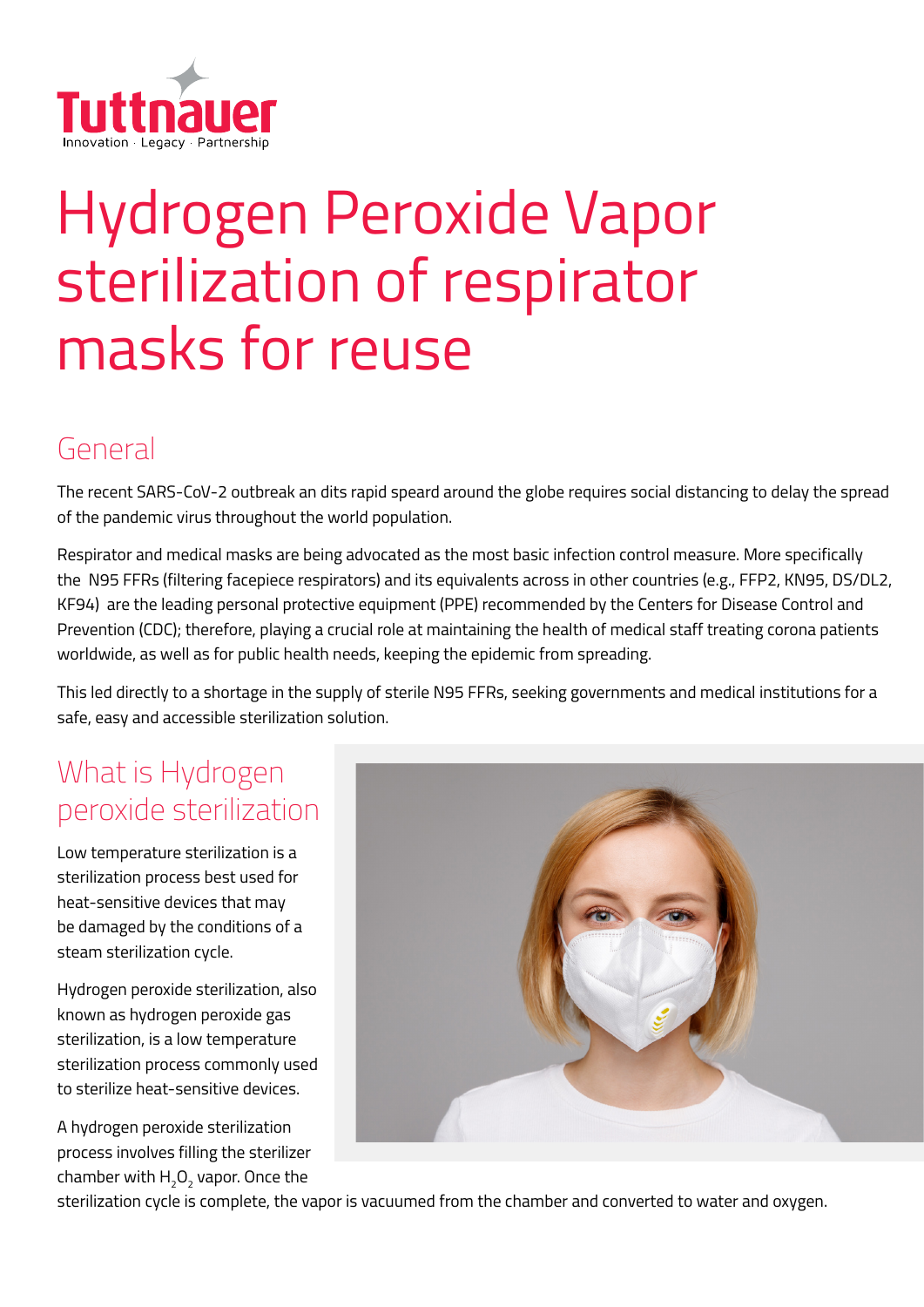Tuttnauer
Innovation · Legacy · Partnership

# Hydrogen Peroxide Vapor sterilization of respirator masks for reuse

## General

The recent SARS-CoV-2 outbreak an dits rapid speard around the globe requires social distancing to delay the spread of the pandemic virus throughout the world population.

Respirator and medical masks are being advocated as the most basic infection control measure. More specifically the N95 FFRs (filtering facepiece respirators) and its equivalents across in other countries (e.g., FFP2, KN95, DS/DL2, KF94) are the leading personal protective equipment (PPE) recommended by the Centers for Disease Control and Prevention (CDC); therefore, playing a crucial role at maintaining the health of medical staff treating corona patients worldwide, as well as for public health needs, keeping the epidemic from spreading.

This led directly to a shortage in the supply of sterile N95 FFRs, seeking governments and medical institutions for a safe, easy and accessible sterilization solution.

## What is Hydrogen peroxide sterilization

Low temperature sterilization is a sterilization process best used for heat-sensitive devices that may be damaged by the conditions of a steam sterilization cycle.

Hydrogen peroxide sterilization, also known as hydrogen peroxide gas sterilization, is a low temperature sterilization process commonly used to sterilize heat-sensitive devices.

A hydrogen peroxide sterilization process involves filling the sterilizer chamber with $H_2O_2$ vapor. Once the sterilization cycle is complete, the vapor is vacuumed from the chamber and converted to water and oxygen.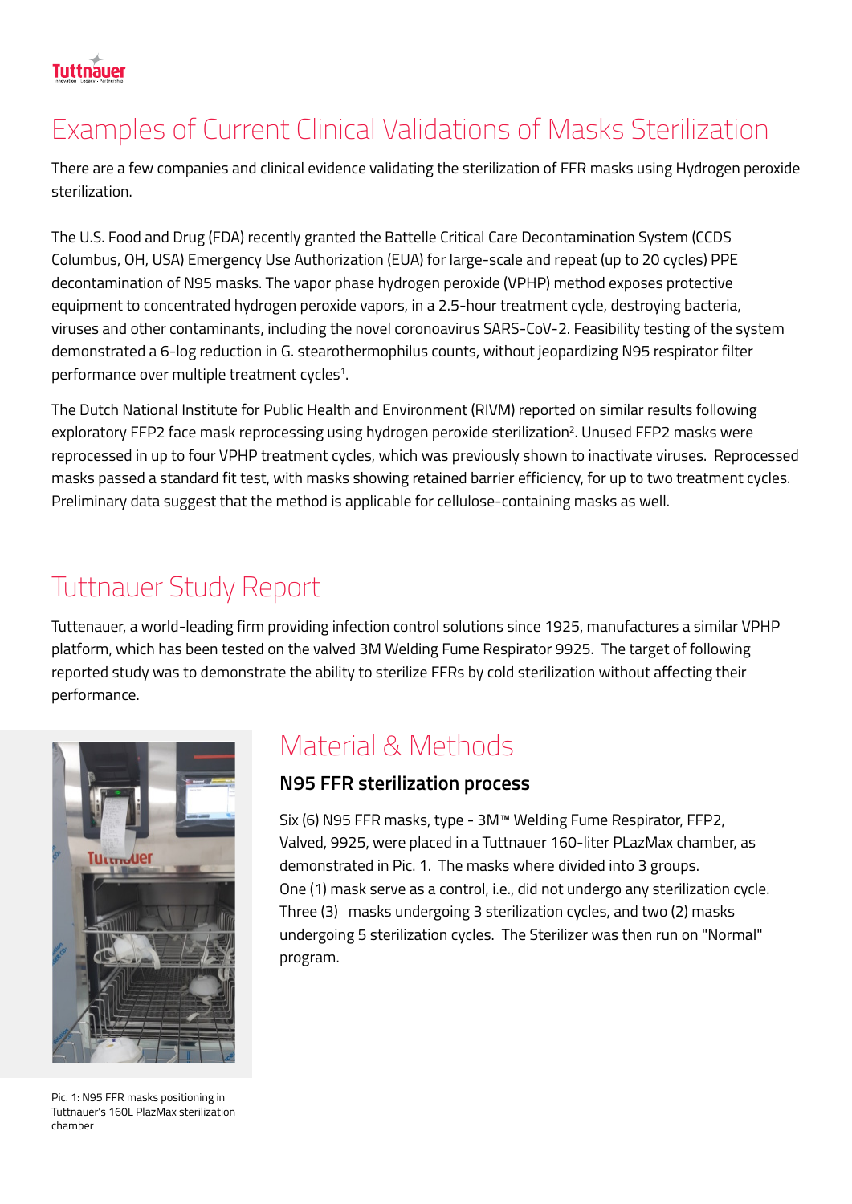# Examples of Current Clinical Validations of Masks Sterilization

There are a few companies and clinical evidence validating the sterilization of FFR masks using Hydrogen peroxide sterilization.

The U.S. Food and Drug (FDA) recently granted the Battelle Critical Care Decontamination System (CCDS Columbus, OH, USA) Emergency Use Authorization (EUA) for large-scale and repeat (up to 20 cycles) PPE decontamination of N95 masks. The vapor phase hydrogen peroxide (VPHP) method exposes protective equipment to concentrated hydrogen peroxide vapors, in a 2.5-hour treatment cycle, destroying bacteria, viruses and other contaminants, including the novel coronavirus SARS-CoV-2. Feasibility testing of the system demonstrated a 6-log reduction in G. stearothermophilus counts, without jeopardizing N95 respirator filter performance over multiple treatment cycles[1].

The Dutch National Institute for Public Health and Environment (RIVM) reported on similar results following exploratory FFP2 face mask reprocessing using hydrogen peroxide sterilization[2]. Unused FFP2 masks were reprocessed in up to four VPHP treatment cycles, which was previously shown to inactivate viruses. Reprocessed masks passed a standard fit test, with masks showing retained barrier efficiency, for up to two treatment cycles. Preliminary data suggest that the method is applicable for cellulose-containing masks as well.

# Tuttnauer Study Report

Tuttenauer, a world-leading firm providing infection control solutions since 1925, manufactures a similar VPHP platform, which has been tested on the valved 3M Welding Fume Respirator 9925. The target of following reported study was to demonstrate the ability to sterilize FFRs by cold sterilization without affecting their performance.

Pic. 1: N95 FFR masks positioning in Tuttnauer's 160L PlazMax sterilization chamber

## Material & Methods

### N95 FFR sterilization process

Six (6) N95 FFR masks, type - 3M™ Welding Fume Respirator, FFP2, Valved, 9925, were placed in a Tuttnauer 160-liter PLazMax chamber, as demonstrated in Pic. 1. The masks where divided into 3 groups. One (1) mask serve as a control, i.e., did not undergo any sterilization cycle. Three (3) masks undergoing 3 sterilization cycles, and two (2) masks undergoing 5 sterilization cycles. The Sterilizer was then run on "Normal" program.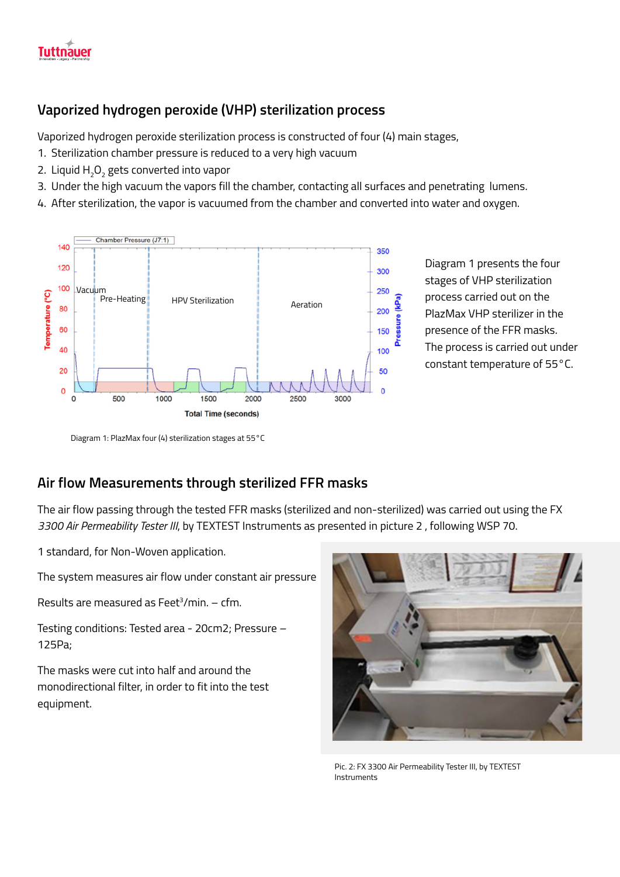## Vaporized hydrogen peroxide (VHP) sterilization process

Vaporized hydrogen peroxide sterilization process is constructed of four (4) main stages,

1. Sterilization chamber pressure is reduced to a very high vacuum
2. Liquid $H_2O_2$ gets converted into vapor
3. Under the high vacuum the vapors fill the chamber, contacting all surfaces and penetrating lumens.
4. After sterilization, the vapor is vacuumed from the chamber and converted into water and oxygen.

Diagram 1 presents the four stages of VHP sterilization process carried out on the PlazMax VHP sterilizer in the presence of the FFR masks. The process is carried out under constant temperature of 55°C.

Diagram 1: PlazMax four (4) sterilization stages at 55°C

## Air flow Measurements through sterilized FFR masks

The air flow passing through the tested FFR masks (sterilized and non-sterilized) was carried out using the FX *3300 Air Permeability Tester III*, by TEXTEST Instruments as presented in picture 2 , following WSP 70.

1 standard, for Non-Woven application.

The system measures air flow under constant air pressure

Results are measured as Feet$^3$/min. – cfm.

Testing conditions: Tested area - 20cm2; Pressure – 125Pa;

The masks were cut into half and around the monodirectional filter, in order to fit into the test equipment.

Pic. 2: FX 3300 Air Permeability Tester III, by TEXTEST Instruments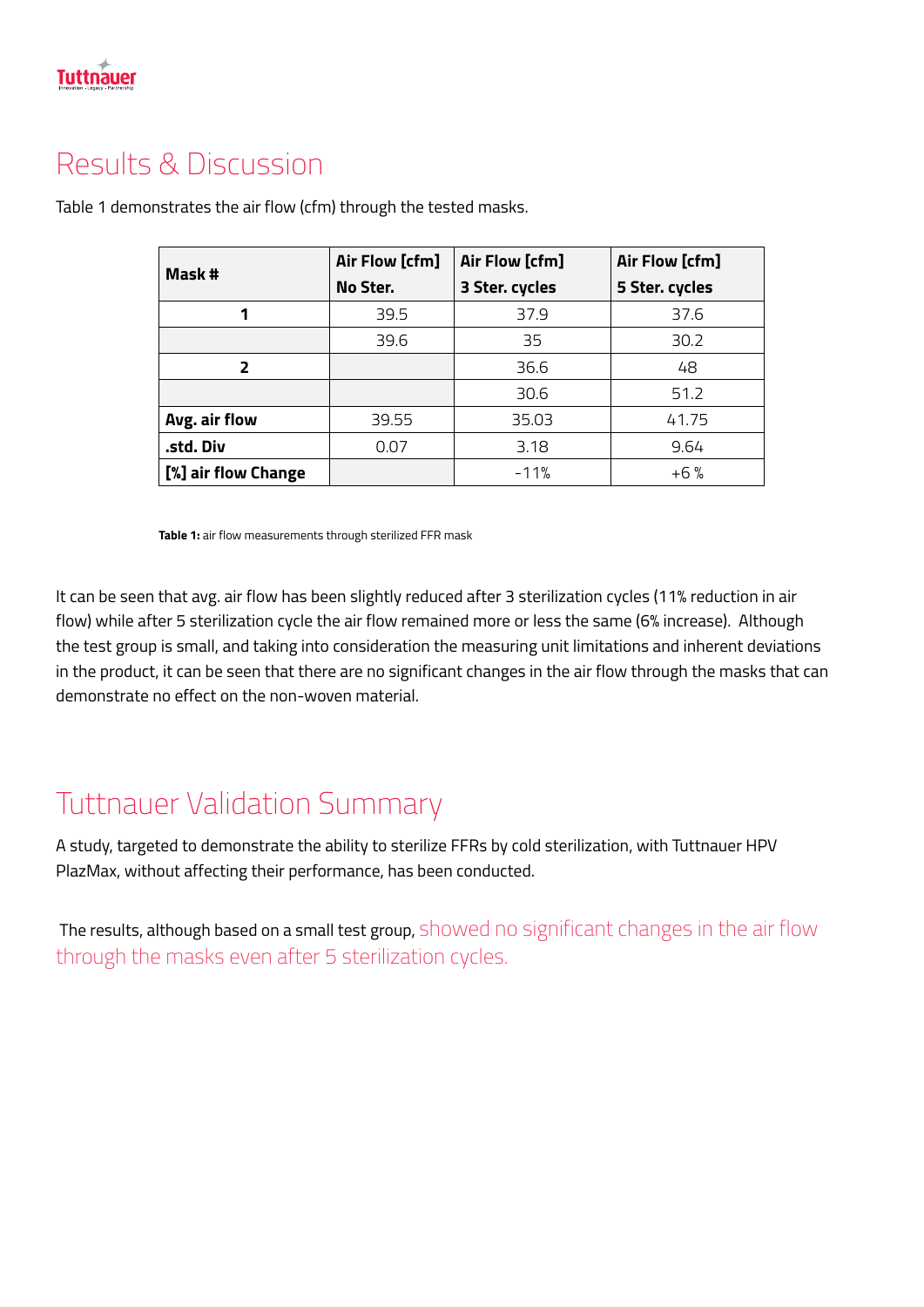# Results & Discussion

Table 1 demonstrates the air flow (cfm) through the tested masks.

| Mask # | Air Flow [cfm] No Ster. | Air Flow [cfm] 3 Ster. cycles | Air Flow [cfm] 5 Ster. cycles |
|---|---|---|---|
| **1** | 39.5 | 37.9 | 37.6 |
| | 39.6 | 35 | 30.2 |
| **2** | | 36.6 | 48 |
| | | 30.6 | 51.2 |
| **Avg. air flow** | 39.55 | 35.03 | 41.75 |
| **.std. Div** | 0.07 | 3.18 | 9.64 |
| **[%] air flow Change** | | -11% | +6 % |

**Table 1:** air flow measurements through sterilized FFR mask

It can be seen that avg. air flow has been slightly reduced after 3 sterilization cycles (11% reduction in air flow) while after 5 sterilization cycle the air flow remained more or less the same (6% increase). Although the test group is small, and taking into consideration the measuring unit limitations and inherent deviations in the product, it can be seen that there are no significant changes in the air flow through the masks that can demonstrate no effect on the non-woven material.

# Tuttnauer Validation Summary

A study, targeted to demonstrate the ability to sterilize FFRs by cold sterilization, with Tuttnauer HPV PlazMax, without affecting their performance, has been conducted.

The results, although based on a small test group, showed no significant changes in the air flow through the masks even after 5 sterilization cycles.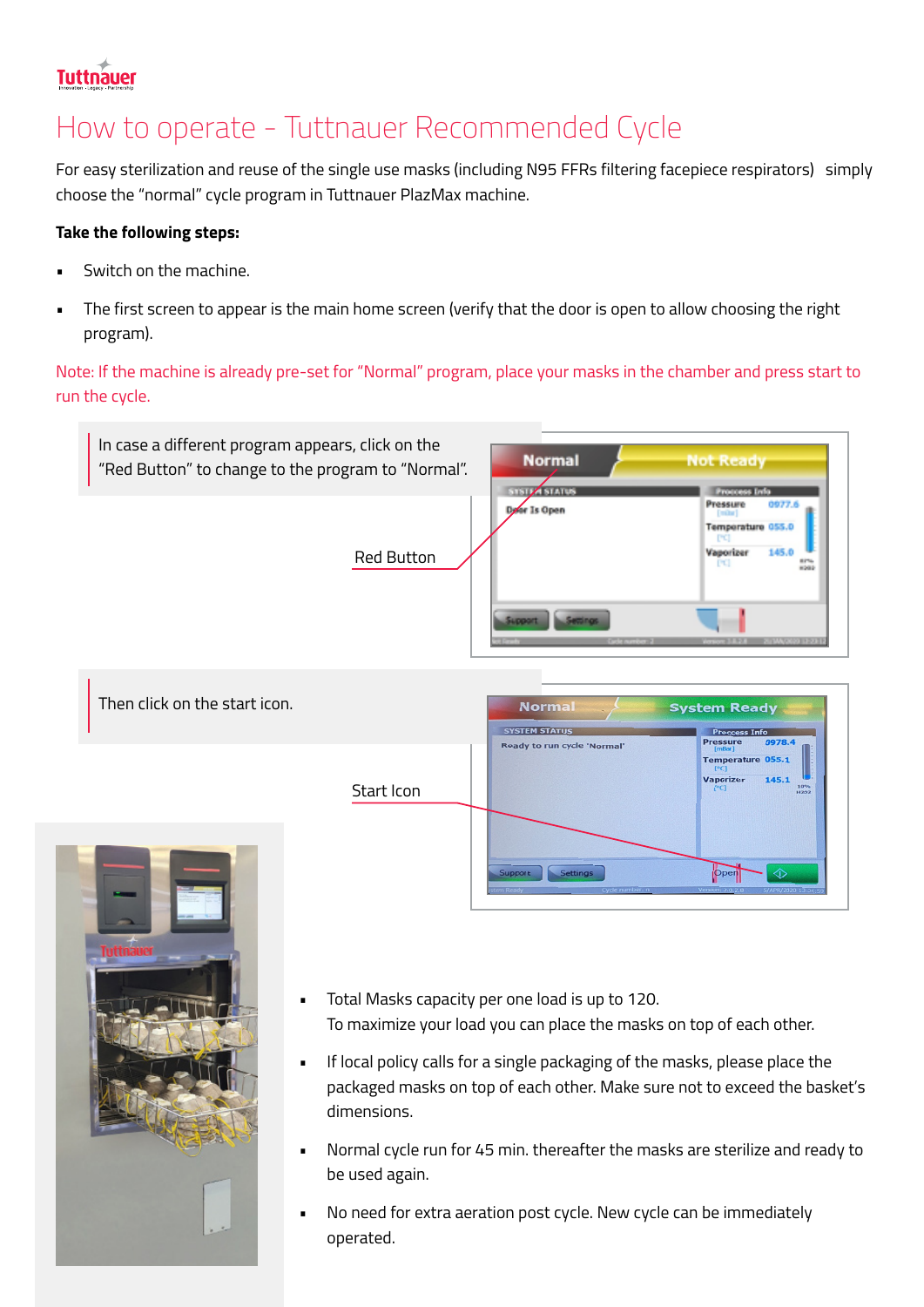# How to operate - Tuttnauer Recommended Cycle

For easy sterilization and reuse of the single use masks (including N95 FFRs filtering facepiece respirators) simply choose the "normal" cycle program in Tuttnauer PlazMax machine.

**Take the following steps:**

- Switch on the machine.
- The first screen to appear is the main home screen (verify that the door is open to allow choosing the right program).

Note: If the machine is already pre-set for "Normal" program, place your masks in the chamber and press start to run the cycle.

In case a different program appears, click on the "Red Button" to change to the program to "Normal".

Red Button

Then click on the start icon.

Start Icon

- Total Masks capacity per one load is up to 120.
  To maximize your load you can place the masks on top of each other.
- If local policy calls for a single packaging of the masks, please place the packaged masks on top of each other. Make sure not to exceed the basket's dimensions.
- Normal cycle run for 45 min. thereafter the masks are sterilize and ready to be used again.
- No need for extra aeration post cycle. New cycle can be immediately operated.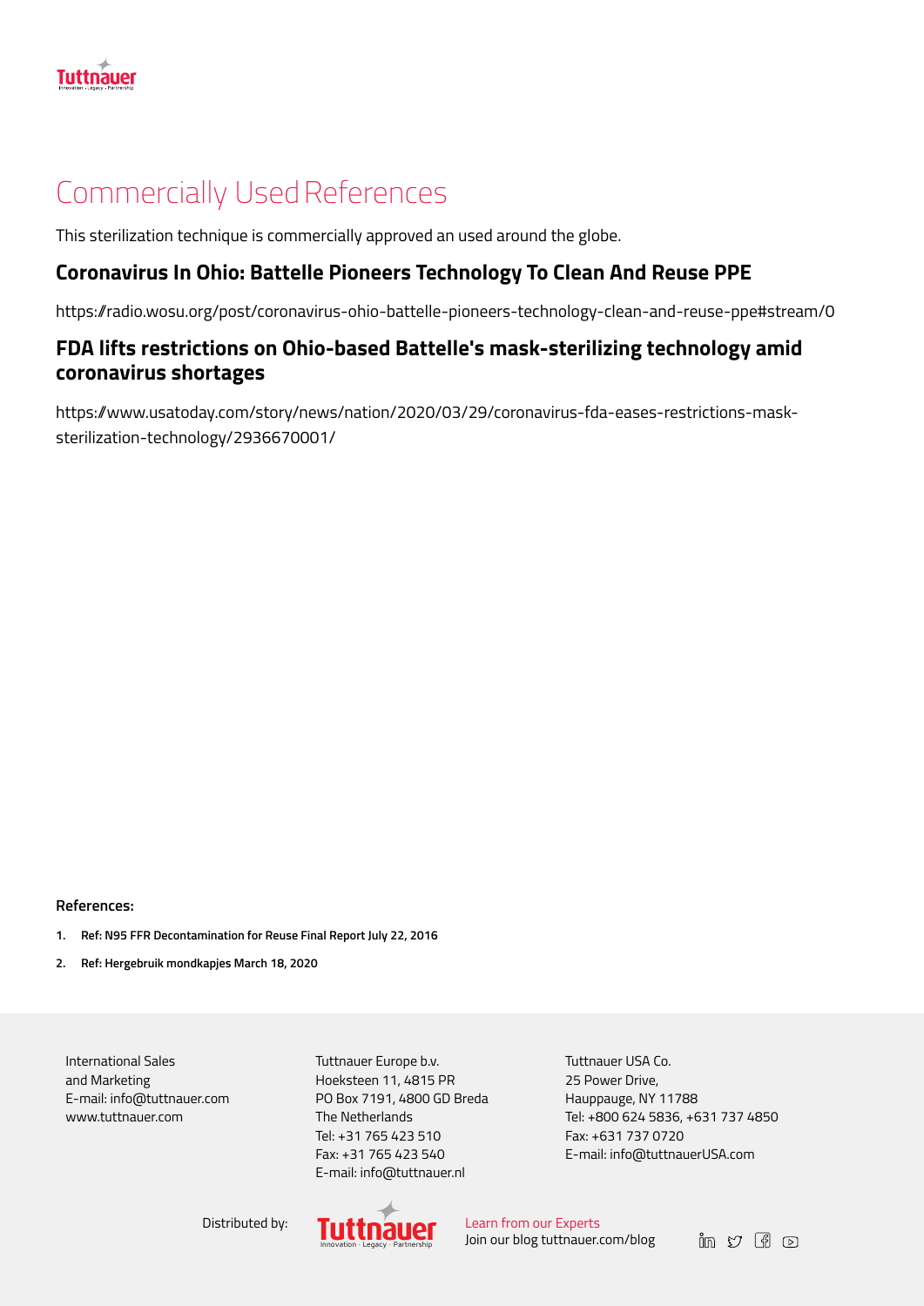# Commercially Used References

This sterilization technique is commercially approved an used around the globe.

## Coronavirus In Ohio: Battelle Pioneers Technology To Clean And Reuse PPE

https://radio.wosu.org/post/coronavirus-ohio-battelle-pioneers-technology-clean-and-reuse-ppe#stream/0

## FDA lifts restrictions on Ohio-based Battelle's mask-sterilizing technology amid coronavirus shortages

https://www.usatoday.com/story/news/nation/2020/03/29/coronavirus-fda-eases-restrictions-mask-sterilization-technology/2936670001/

**References:**

1. **Ref: N95 FFR Decontamination for Reuse Final Report July 22, 2016**
2. **Ref: Hergebruik mondkapjes March 18, 2020**

International Sales
and Marketing
E-mail: info@tuttnauer.com
www.tuttnauer.com

Tuttnauer Europe b.v.
Hoeksteen 11, 4815 PR
PO Box 7191, 4800 GD Breda
The Netherlands
Tel: +31 765 423 510
Fax: +31 765 423 540
E-mail: info@tuttnauer.nl

Tuttnauer USA Co.
25 Power Drive,
Hauppauge, NY 11788
Tel: +800 624 5836, +631 737 4850
Fax: +631 737 0720
E-mail: info@tuttnauerUSA.com

Distributed by:

Learn from our Experts
Join our blog tuttnauer.com/blog